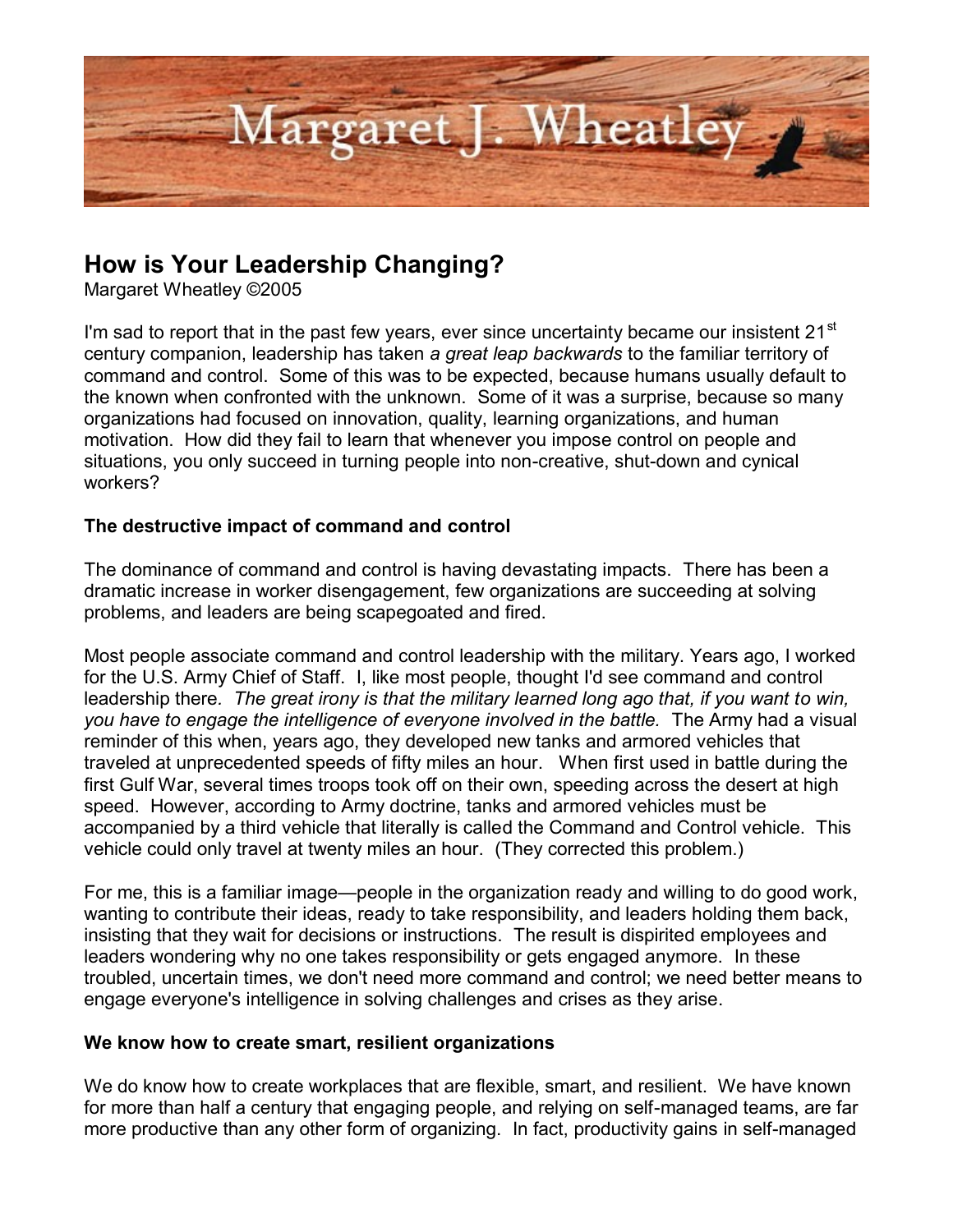Margaret J. Wheatley

# How is Your Leadership Changing?

Margaret Wheatley ©2005

I'm sad to report that in the past few years, ever since uncertainty became our insistent 21st century companion, leadership has taken *a great leap backwards* to the familiar territory of command and control. Some of this was to be expected, because humans usually default to the known when confronted with the unknown. Some of it was a surprise, because so many organizations had focused on innovation, quality, learning organizations, and human motivation. How did they fail to learn that whenever you impose control on people and situations, you only succeed in turning people into non-creative, shut-down and cynical workers?

**The destructive impact of command and control**

The dominance of command and control is having devastating impacts. There has been a dramatic increase in worker disengagement, few organizations are succeeding at solving problems, and leaders are being scapegoated and fired.

Most people associate command and control leadership with the military. Years ago, I worked for the U.S. Army Chief of Staff. I, like most people, thought I'd see command and control leadership there. *The great irony is that the military learned long ago that, if you want to win, you have to engage the intelligence of everyone involved in the battle.* The Army had a visual reminder of this when, years ago, they developed new tanks and armored vehicles that traveled at unprecedented speeds of fifty miles an hour. When first used in battle during the first Gulf War, several times troops took off on their own, speeding across the desert at high speed. However, according to Army doctrine, tanks and armored vehicles must be accompanied by a third vehicle that literally is called the Command and Control vehicle. This vehicle could only travel at twenty miles an hour. (They corrected this problem.)

For me, this is a familiar image—people in the organization ready and willing to do good work, wanting to contribute their ideas, ready to take responsibility, and leaders holding them back, insisting that they wait for decisions or instructions. The result is dispirited employees and leaders wondering why no one takes responsibility or gets engaged anymore. In these troubled, uncertain times, we don't need more command and control; we need better means to engage everyone's intelligence in solving challenges and crises as they arise.

**We know how to create smart, resilient organizations**

We do know how to create workplaces that are flexible, smart, and resilient. We have known for more than half a century that engaging people, and relying on self-managed teams, are far more productive than any other form of organizing. In fact, productivity gains in self-managed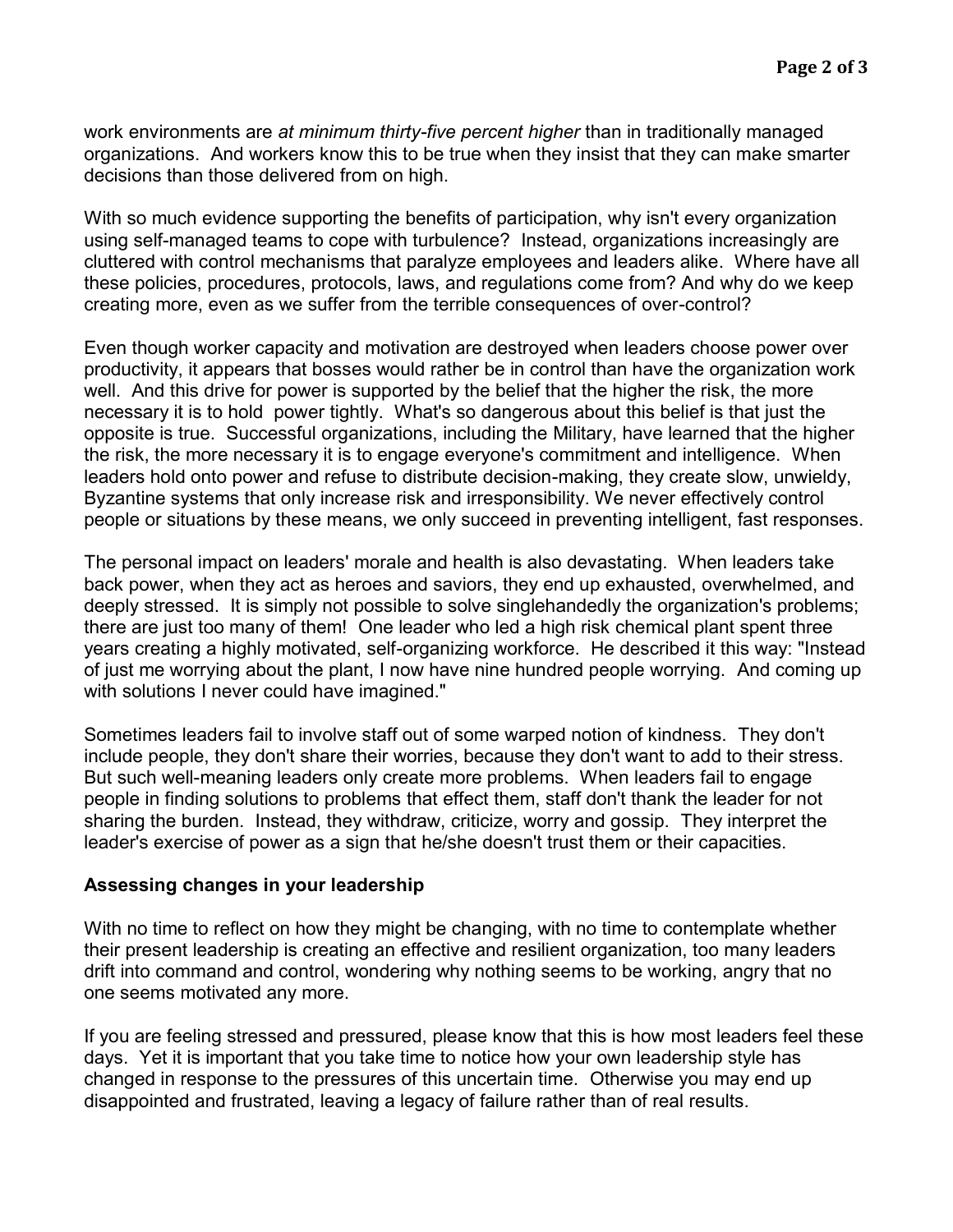work environments are *at minimum thirty-five percent higher* than in traditionally managed organizations. And workers know this to be true when they insist that they can make smarter decisions than those delivered from on high.

With so much evidence supporting the benefits of participation, why isn't every organization using self-managed teams to cope with turbulence? Instead, organizations increasingly are cluttered with control mechanisms that paralyze employees and leaders alike. Where have all these policies, procedures, protocols, laws, and regulations come from? And why do we keep creating more, even as we suffer from the terrible consequences of over-control?

Even though worker capacity and motivation are destroyed when leaders choose power over productivity, it appears that bosses would rather be in control than have the organization work well. And this drive for power is supported by the belief that the higher the risk, the more necessary it is to hold power tightly. What's so dangerous about this belief is that just the opposite is true. Successful organizations, including the Military, have learned that the higher the risk, the more necessary it is to engage everyone's commitment and intelligence. When leaders hold onto power and refuse to distribute decision-making, they create slow, unwieldy, Byzantine systems that only increase risk and irresponsibility. We never effectively control people or situations by these means, we only succeed in preventing intelligent, fast responses.

The personal impact on leaders' morale and health is also devastating. When leaders take back power, when they act as heroes and saviors, they end up exhausted, overwhelmed, and deeply stressed. It is simply not possible to solve singlehandedly the organization's problems; there are just too many of them! One leader who led a high risk chemical plant spent three years creating a highly motivated, self-organizing workforce. He described it this way: "Instead of just me worrying about the plant, I now have nine hundred people worrying. And coming up with solutions I never could have imagined."

Sometimes leaders fail to involve staff out of some warped notion of kindness. They don't include people, they don't share their worries, because they don't want to add to their stress. But such well-meaning leaders only create more problems. When leaders fail to engage people in finding solutions to problems that effect them, staff don't thank the leader for not sharing the burden. Instead, they withdraw, criticize, worry and gossip. They interpret the leader's exercise of power as a sign that he/she doesn't trust them or their capacities.

**Assessing changes in your leadership**

With no time to reflect on how they might be changing, with no time to contemplate whether their present leadership is creating an effective and resilient organization, too many leaders drift into command and control, wondering why nothing seems to be working, angry that no one seems motivated any more.

If you are feeling stressed and pressured, please know that this is how most leaders feel these days. Yet it is important that you take time to notice how your own leadership style has changed in response to the pressures of this uncertain time. Otherwise you may end up disappointed and frustrated, leaving a legacy of failure rather than of real results.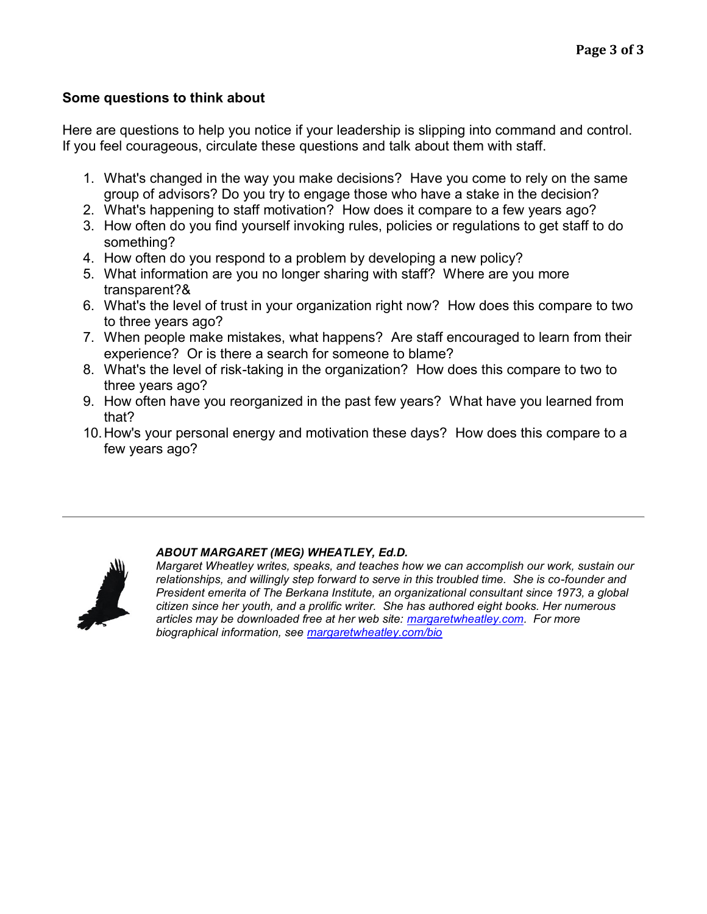### Some questions to think about

Here are questions to help you notice if your leadership is slipping into command and control. If you feel courageous, circulate these questions and talk about them with staff.

1. What's changed in the way you make decisions? Have you come to rely on the same group of advisors? Do you try to engage those who have a stake in the decision?
2. What's happening to staff motivation? How does it compare to a few years ago?
3. How often do you find yourself invoking rules, policies or regulations to get staff to do something?
4. How often do you respond to a problem by developing a new policy?
5. What information are you no longer sharing with staff? Where are you more transparent?&
6. What's the level of trust in your organization right now? How does this compare to two to three years ago?
7. When people make mistakes, what happens? Are staff encouraged to learn from their experience? Or is there a search for someone to blame?
8. What's the level of risk-taking in the organization? How does this compare to two to three years ago?
9. How often have you reorganized in the past few years? What have you learned from that?
10. How's your personal energy and motivation these days? How does this compare to a few years ago?

---

***ABOUT MARGARET (MEG) WHEATLEY, Ed.D.***

*Margaret Wheatley writes, speaks, and teaches how we can accomplish our work, sustain our relationships, and willingly step forward to serve in this troubled time. She is co-founder and President emerita of The Berkana Institute, an organizational consultant since 1973, a global citizen since her youth, and a prolific writer. She has authored eight books. Her numerous articles may be downloaded free at her web site: [margaretwheatley.com](margaretwheatley.com). For more biographical information, see [margaretwheatley.com/bio](margaretwheatley.com/bio)*